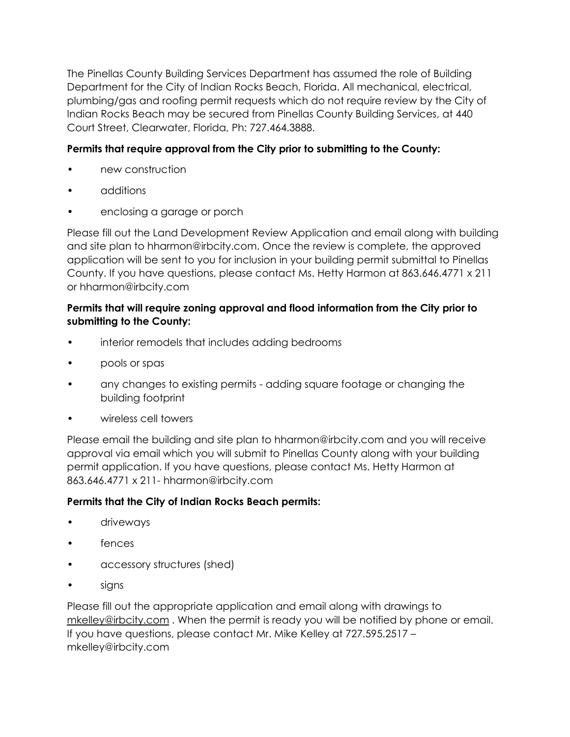The Pinellas County Building Services Department has assumed the role of Building Department for the City of Indian Rocks Beach, Florida. All mechanical, electrical, plumbing/gas and roofing permit requests which do not require review by the City of Indian Rocks Beach may be secured from Pinellas County Building Services, at 440 Court Street, Clearwater, Florida, Ph: 727.464.3888.

**Permits that require approval from the City prior to submitting to the County:**

- new construction
- additions
- enclosing a garage or porch

Please fill out the Land Development Review Application and email along with building and site plan to hharmon@irbcity.com. Once the review is complete, the approved application will be sent to you for inclusion in your building permit submittal to Pinellas County. If you have questions, please contact Ms. Hetty Harmon at 863.646.4771 x 211 or hharmon@irbcity.com

**Permits that will require zoning approval and flood information from the City prior to submitting to the County:**

- interior remodels that includes adding bedrooms
- pools or spas
- any changes to existing permits - adding square footage or changing the building footprint
- wireless cell towers

Please email the building and site plan to hharmon@irbcity.com and you will receive approval via email which you will submit to Pinellas County along with your building permit application. If you have questions, please contact Ms. Hetty Harmon at 863.646.4771 x 211- hharmon@irbcity.com

**Permits that the City of Indian Rocks Beach permits:**

- driveways
- fences
- accessory structures (shed)
- signs

Please fill out the appropriate application and email along with drawings to mkelley@irbcity.com . When the permit is ready you will be notified by phone or email. If you have questions, please contact Mr. Mike Kelley at 727.595.2517 – mkelley@irbcity.com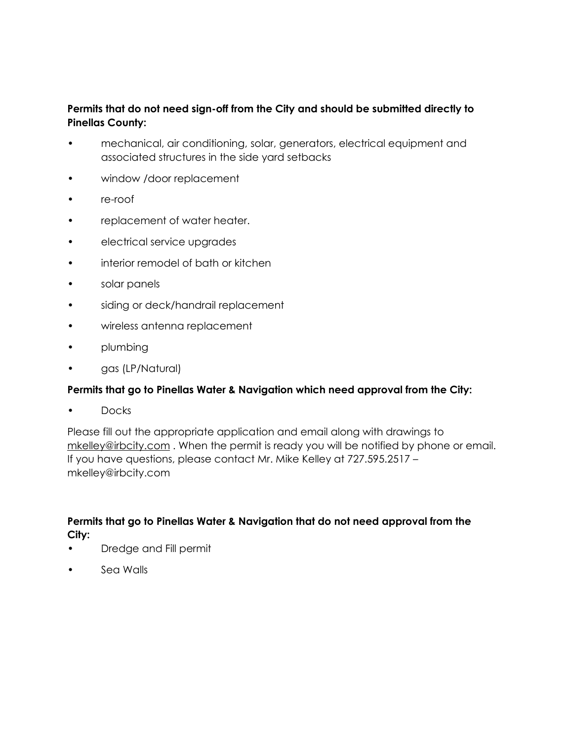**Permits that do not need sign-off from the City and should be submitted directly to Pinellas County:**

- mechanical, air conditioning, solar, generators, electrical equipment and associated structures in the side yard setbacks
- window /door replacement
- re-roof
- replacement of water heater.
- electrical service upgrades
- interior remodel of bath or kitchen
- solar panels
- siding or deck/handrail replacement
- wireless antenna replacement
- plumbing
- gas (LP/Natural)

**Permits that go to Pinellas Water & Navigation which need approval from the City:**

- Docks

Please fill out the appropriate application and email along with drawings to mkelley@irbcity.com . When the permit is ready you will be notified by phone or email. If you have questions, please contact Mr. Mike Kelley at 727.595.2517 – mkelley@irbcity.com

**Permits that go to Pinellas Water & Navigation that do not need approval from the City:**

- Dredge and Fill permit
- Sea Walls